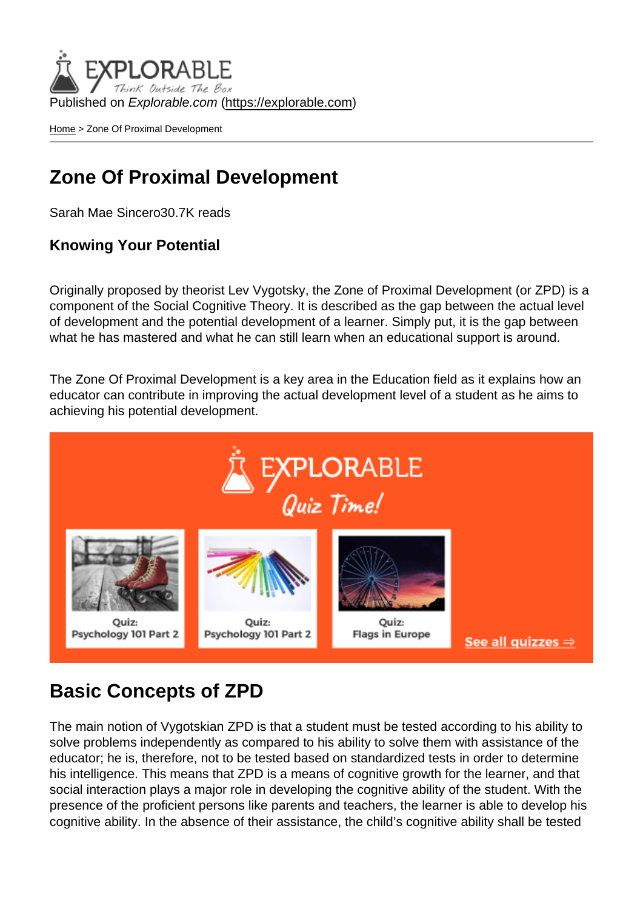Published on *Explorable.com* (https://explorable.com)

Home > Zone Of Proximal Development

# Zone Of Proximal Development

Sarah Mae Sincero30.7K reads

### Knowing Your Potential

Originally proposed by theorist Lev Vygotsky, the Zone of Proximal Development (or ZPD) is a component of the Social Cognitive Theory. It is described as the gap between the actual level of development and the potential development of a learner. Simply put, it is the gap between what he has mastered and what he can still learn when an educational support is around.

The Zone Of Proximal Development is a key area in the Education field as it explains how an educator can contribute in improving the actual development level of a student as he aims to achieving his potential development.

## Basic Concepts of ZPD

The main notion of Vygotskian ZPD is that a student must be tested according to his ability to solve problems independently as compared to his ability to solve them with assistance of the educator; he is, therefore, not to be tested based on standardized tests in order to determine his intelligence. This means that ZPD is a means of cognitive growth for the learner, and that social interaction plays a major role in developing the cognitive ability of the student. With the presence of the proficient persons like parents and teachers, the learner is able to develop his cognitive ability. In the absence of their assistance, the child's cognitive ability shall be tested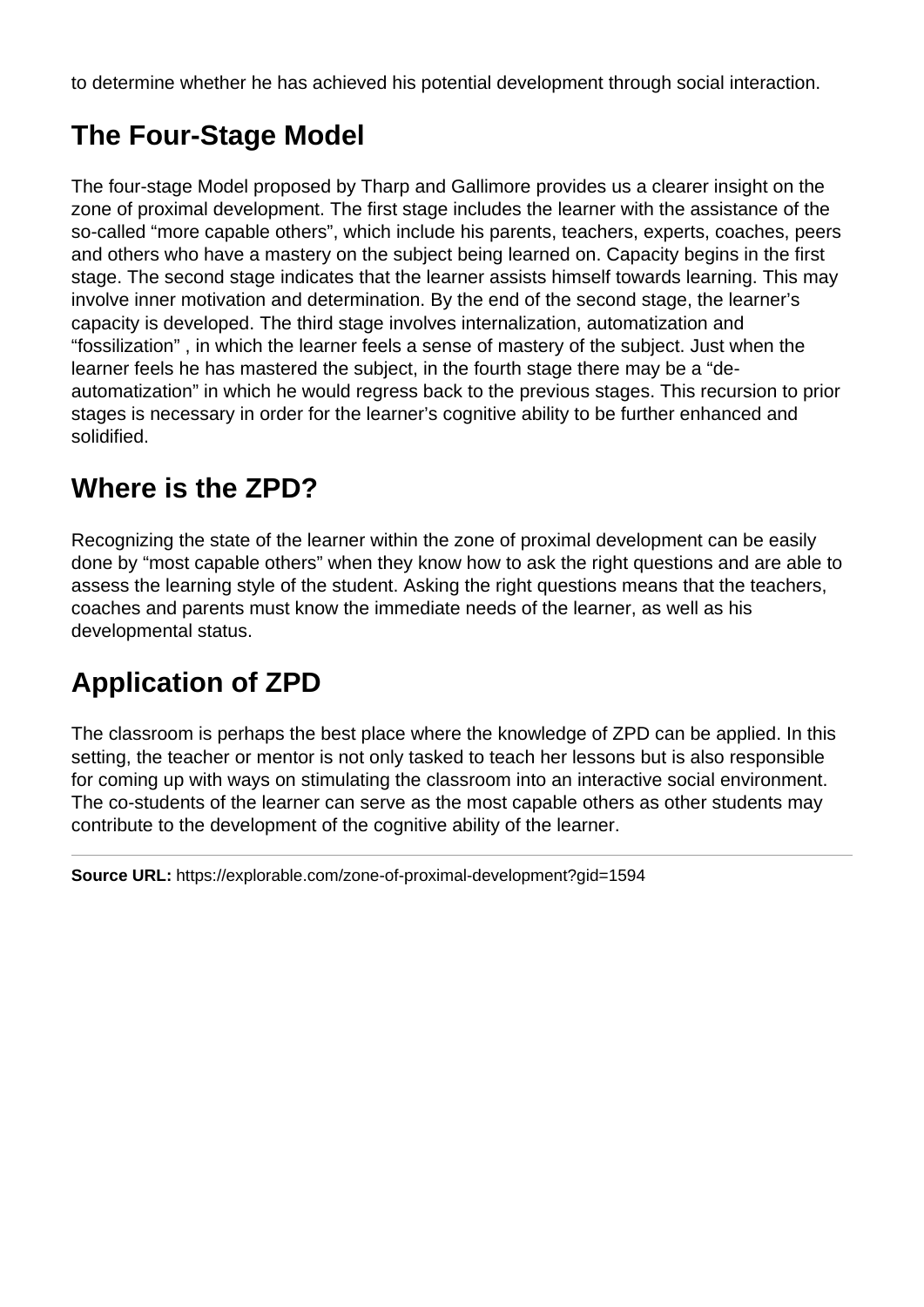to determine whether he has achieved his potential development through social interaction.

## The Four-Stage Model

The four-stage Model proposed by Tharp and Gallimore provides us a clearer insight on the zone of proximal development. The first stage includes the learner with the assistance of the so-called “more capable others”, which include his parents, teachers, experts, coaches, peers and others who have a mastery on the subject being learned on. Capacity begins in the first stage. The second stage indicates that the learner assists himself towards learning. This may involve inner motivation and determination. By the end of the second stage, the learner’s capacity is developed. The third stage involves internalization, automatization and “fossilization” , in which the learner feels a sense of mastery of the subject. Just when the learner feels he has mastered the subject, in the fourth stage there may be a “de-automatization” in which he would regress back to the previous stages. This recursion to prior stages is necessary in order for the learner’s cognitive ability to be further enhanced and solidified.

## Where is the ZPD?

Recognizing the state of the learner within the zone of proximal development can be easily done by “most capable others” when they know how to ask the right questions and are able to assess the learning style of the student. Asking the right questions means that the teachers, coaches and parents must know the immediate needs of the learner, as well as his developmental status.

## Application of ZPD

The classroom is perhaps the best place where the knowledge of ZPD can be applied. In this setting, the teacher or mentor is not only tasked to teach her lessons but is also responsible for coming up with ways on stimulating the classroom into an interactive social environment. The co-students of the learner can serve as the most capable others as other students may contribute to the development of the cognitive ability of the learner.

---

**Source URL:** https://explorable.com/zone-of-proximal-development?gid=1594